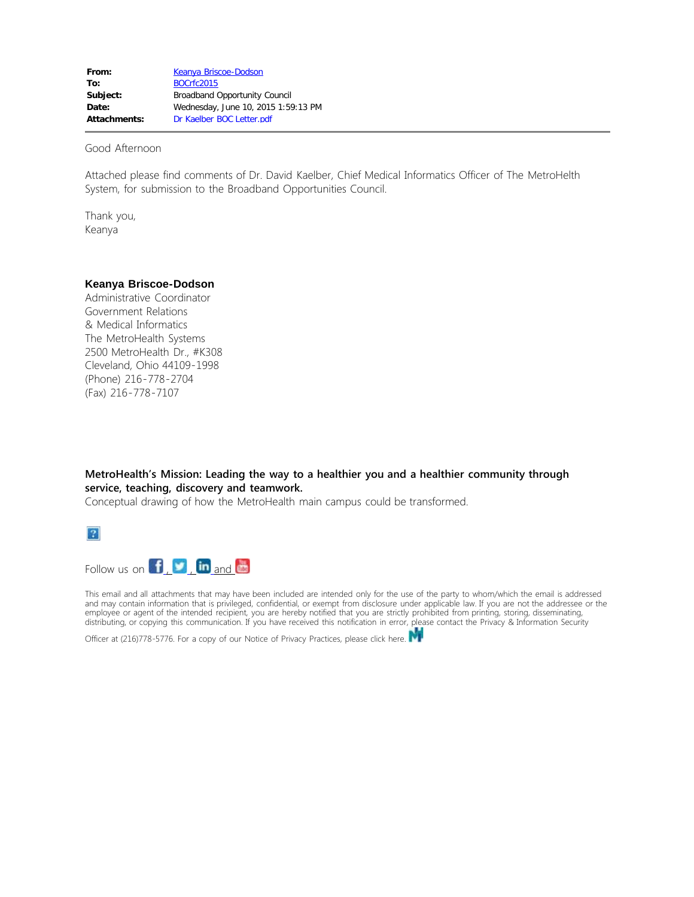| | |
|---|---|
| **From:** | Keanya Briscoe-Dodson |
| **To:** | BOCrfc2015 |
| **Subject:** | Broadband Opportunity Council |
| **Date:** | Wednesday, June 10, 2015 1:59:13 PM |
| **Attachments:** | Dr Kaelber BOC Letter.pdf |

Good Afternoon

Attached please find comments of Dr. David Kaelber, Chief Medical Informatics Officer of The MetroHelth System, for submission to the Broadband Opportunities Council.

Thank you,
Keanya

**Keanya Briscoe-Dodson**
Administrative Coordinator
Government Relations
& Medical Informatics
The MetroHealth Systems
2500 MetroHealth Dr., #K308
Cleveland, Ohio 44109-1998
(Phone) 216-778-2704
(Fax) 216-778-7107

**MetroHealth's Mission: Leading the way to a healthier you and a healthier community through service, teaching, discovery and teamwork.**
Conceptual drawing of how the MetroHealth main campus could be transformed.

Follow us on , , and

This email and all attachments that may have been included are intended only for the use of the party to whom/which the email is addressed and may contain information that is privileged, confidential, or exempt from disclosure under applicable law. If you are not the addressee or the employee or agent of the intended recipient, you are hereby notified that you are strictly prohibited from printing, storing, disseminating, distributing, or copying this communication. If you have received this notification in error, please contact the Privacy & Information Security Officer at (216)778-5776. For a copy of our Notice of Privacy Practices, please click here.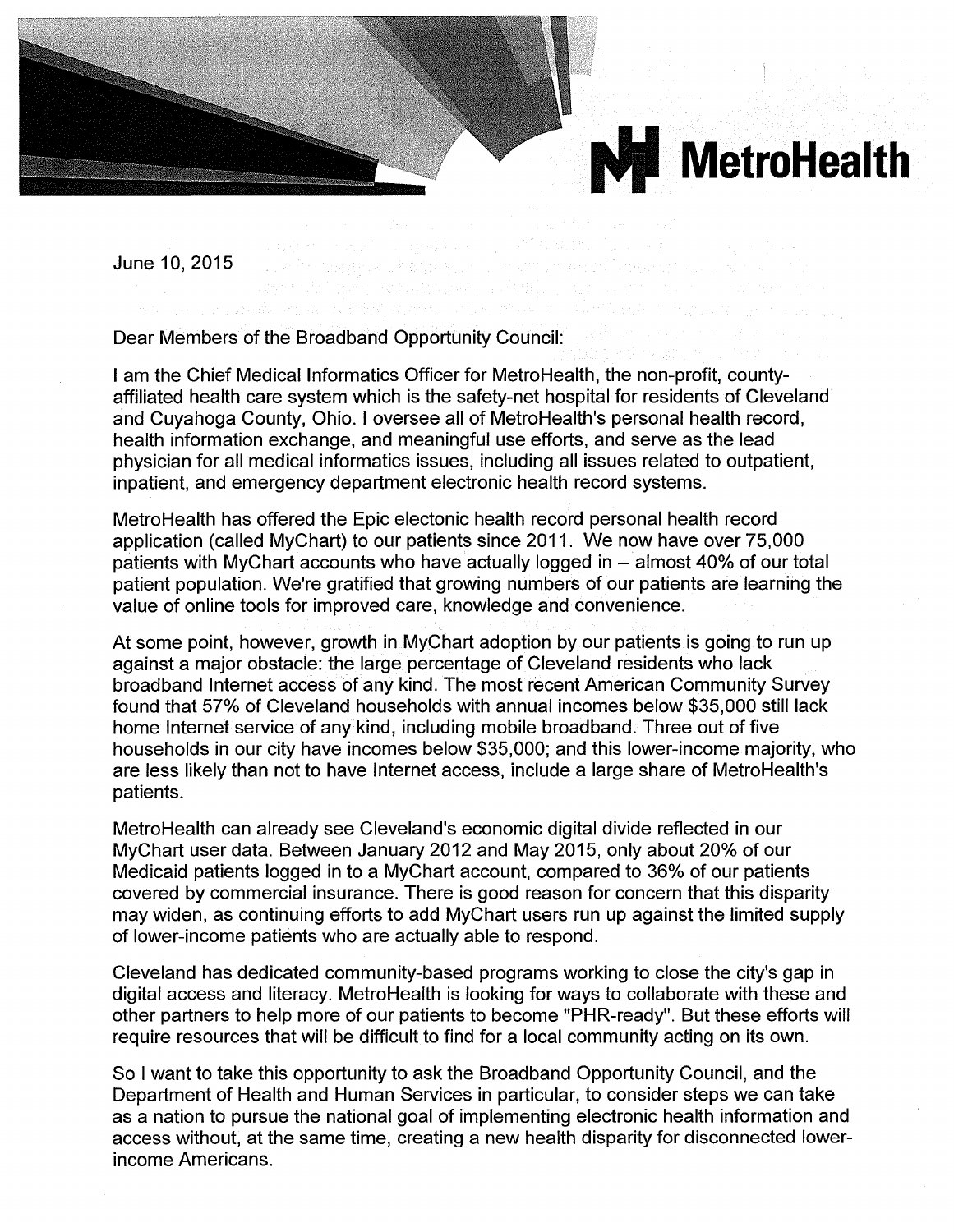MetroHealth

June 10, 2015

Dear Members of the Broadband Opportunity Council:

I am the Chief Medical Informatics Officer for MetroHealth, the non-profit, county-affiliated health care system which is the safety-net hospital for residents of Cleveland and Cuyahoga County, Ohio. I oversee all of MetroHealth's personal health record, health information exchange, and meaningful use efforts, and serve as the lead physician for all medical informatics issues, including all issues related to outpatient, inpatient, and emergency department electronic health record systems.

MetroHealth has offered the Epic electonic health record personal health record application (called MyChart) to our patients since 2011. We now have over 75,000 patients with MyChart accounts who have actually logged in -- almost 40% of our total patient population. We're gratified that growing numbers of our patients are learning the value of online tools for improved care, knowledge and convenience.

At some point, however, growth in MyChart adoption by our patients is going to run up against a major obstacle: the large percentage of Cleveland residents who lack broadband Internet access of any kind. The most recent American Community Survey found that 57% of Cleveland households with annual incomes below $35,000 still lack home Internet service of any kind, including mobile broadband. Three out of five households in our city have incomes below $35,000; and this lower-income majority, who are less likely than not to have Internet access, include a large share of MetroHealth's patients.

MetroHealth can already see Cleveland's economic digital divide reflected in our MyChart user data. Between January 2012 and May 2015, only about 20% of our Medicaid patients logged in to a MyChart account, compared to 36% of our patients covered by commercial insurance. There is good reason for concern that this disparity may widen, as continuing efforts to add MyChart users run up against the limited supply of lower-income patients who are actually able to respond.

Cleveland has dedicated community-based programs working to close the city's gap in digital access and literacy. MetroHealth is looking for ways to collaborate with these and other partners to help more of our patients to become "PHR-ready". But these efforts will require resources that will be difficult to find for a local community acting on its own.

So I want to take this opportunity to ask the Broadband Opportunity Council, and the Department of Health and Human Services in particular, to consider steps we can take as a nation to pursue the national goal of implementing electronic health information and access without, at the same time, creating a new health disparity for disconnected lower-income Americans.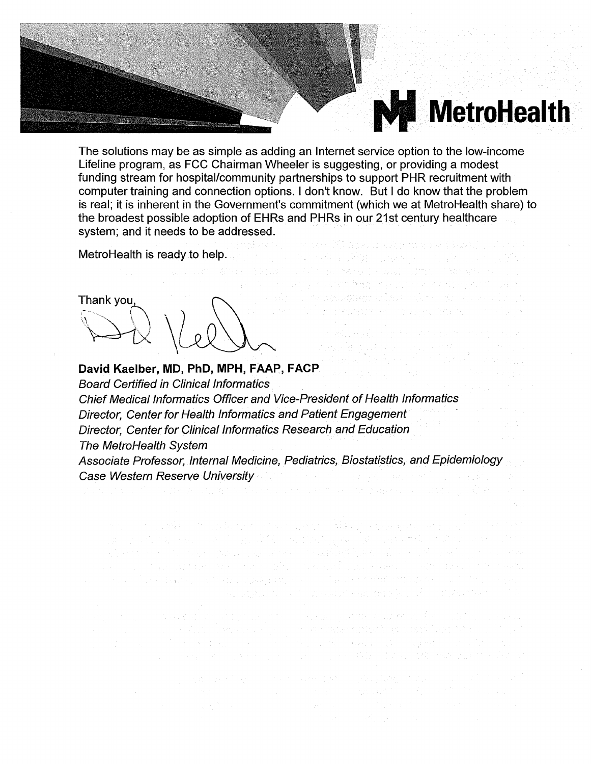The solutions may be as simple as adding an Internet service option to the low-income Lifeline program, as FCC Chairman Wheeler is suggesting, or providing a modest funding stream for hospital/community partnerships to support PHR recruitment with computer training and connection options. I don't know. But I do know that the problem is real; it is inherent in the Government's commitment (which we at MetroHealth share) to the broadest possible adoption of EHRs and PHRs in our 21st century healthcare system; and it needs to be addressed.

MetroHealth is ready to help.

Thank you,

**David Kaelber, MD, PhD, MPH, FAAP, FACP**
*Board Certified in Clinical Informatics*
*Chief Medical Informatics Officer and Vice-President of Health Informatics*
*Director, Center for Health Informatics and Patient Engagement*
*Director, Center for Clinical Informatics Research and Education*
*The MetroHealth System*
*Associate Professor, Internal Medicine, Pediatrics, Biostatistics, and Epidemiology*
*Case Western Reserve University*